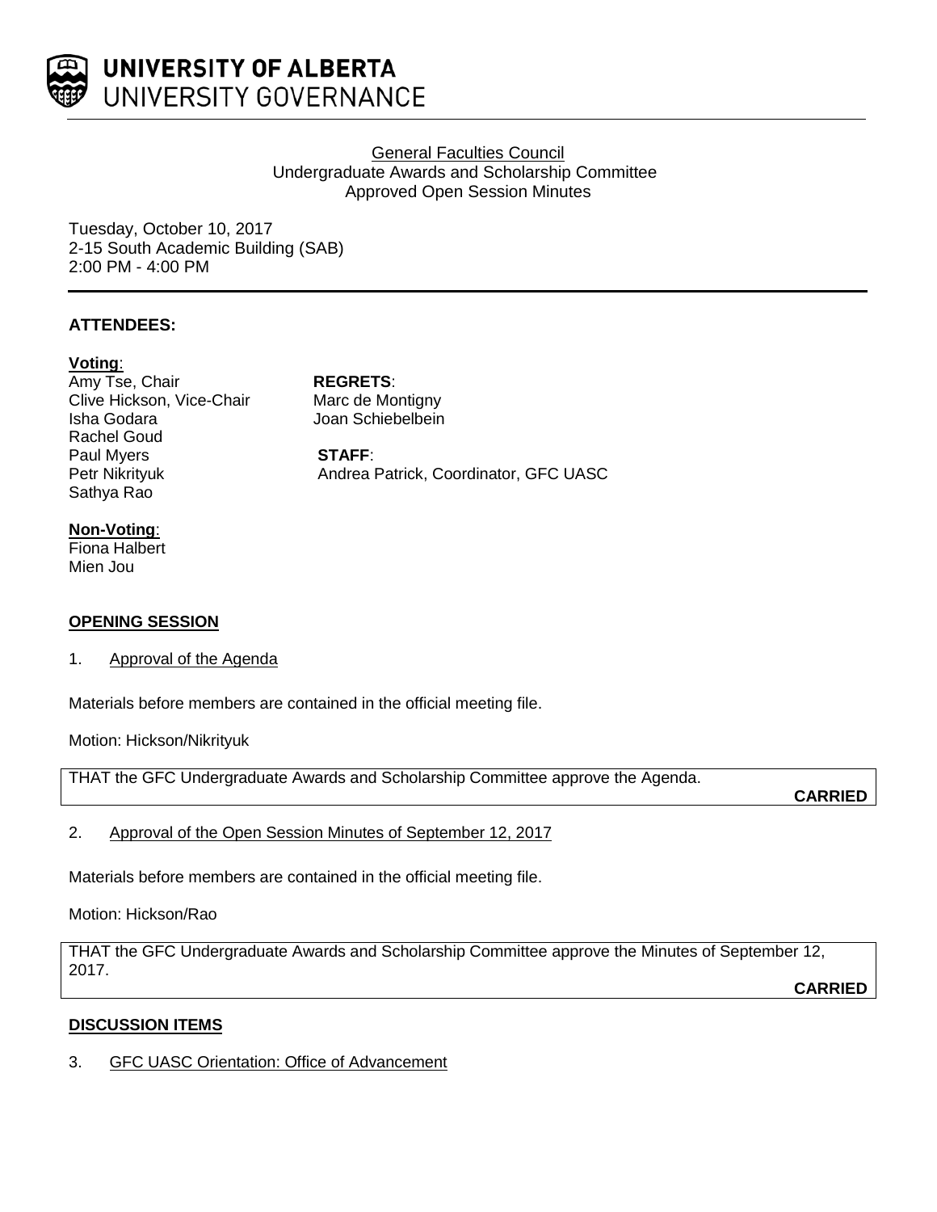**UNIVERSITY OF ALBERTA**
UNIVERSITY GOVERNANCE

General Faculties Council
Undergraduate Awards and Scholarship Committee
Approved Open Session Minutes

Tuesday, October 10, 2017
2-15 South Academic Building (SAB)
2:00 PM - 4:00 PM

---

**ATTENDEES:**

**Voting**:
Amy Tse, Chair
Clive Hickson, Vice-Chair
Isha Godara
Rachel Goud
Paul Myers
Petr Nikrityuk
Sathya Rao

**REGRETS**:
Marc de Montigny
Joan Schiebelbein

**STAFF**:
Andrea Patrick, Coordinator, GFC UASC

**Non-Voting**:
Fiona Halbert
Mien Jou

**OPENING SESSION**

1. Approval of the Agenda

Materials before members are contained in the official meeting file.

Motion: Hickson/Nikrityuk

THAT the GFC Undergraduate Awards and Scholarship Committee approve the Agenda.

**CARRIED**

2. Approval of the Open Session Minutes of September 12, 2017

Materials before members are contained in the official meeting file.

Motion: Hickson/Rao

THAT the GFC Undergraduate Awards and Scholarship Committee approve the Minutes of September 12, 2017.

**CARRIED**

**DISCUSSION ITEMS**

3. GFC UASC Orientation: Office of Advancement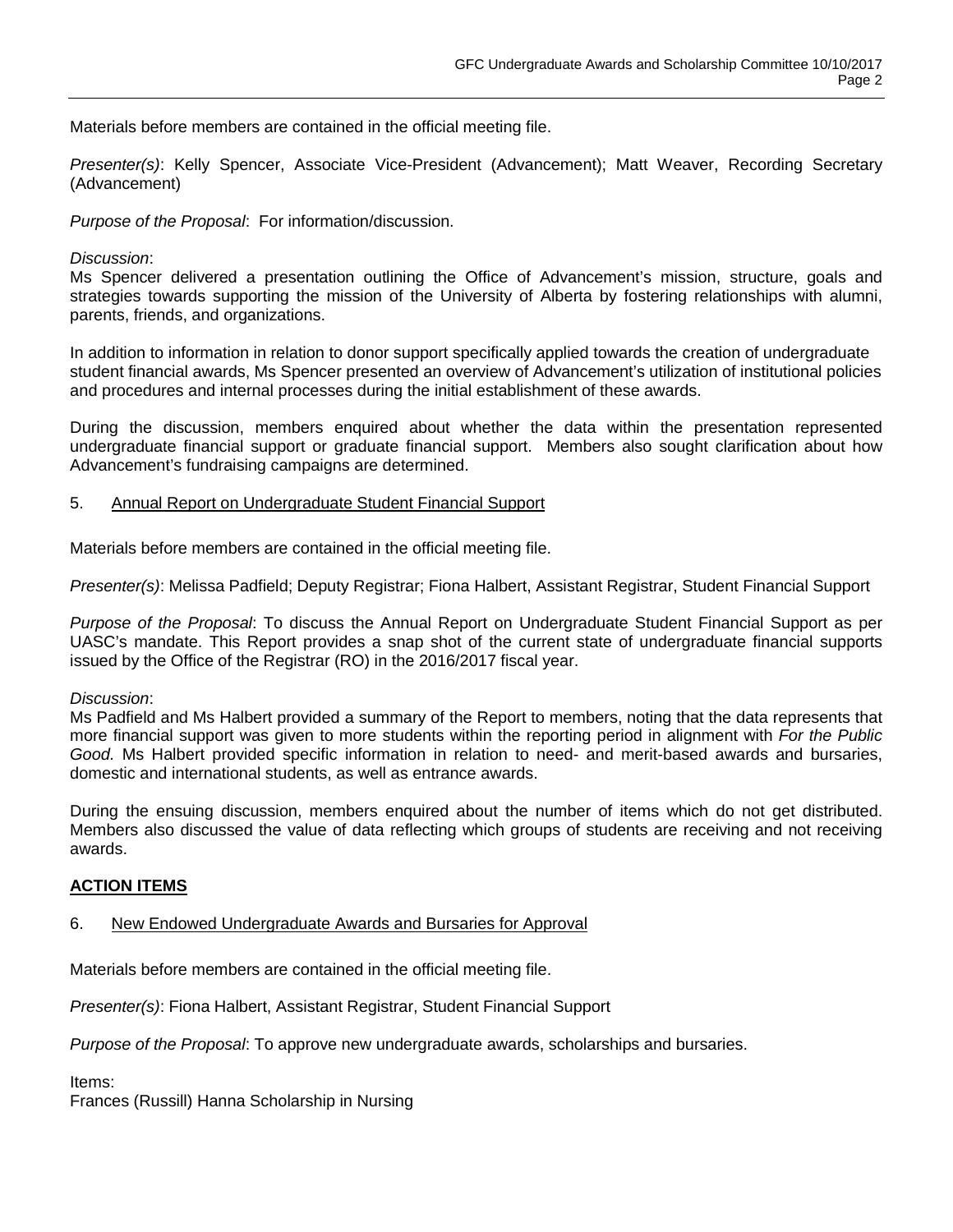Materials before members are contained in the official meeting file.

*Presenter(s)*: Kelly Spencer, Associate Vice-President (Advancement); Matt Weaver, Recording Secretary (Advancement)

*Purpose of the Proposal*: For information/discussion.

*Discussion*:
Ms Spencer delivered a presentation outlining the Office of Advancement's mission, structure, goals and strategies towards supporting the mission of the University of Alberta by fostering relationships with alumni, parents, friends, and organizations.

In addition to information in relation to donor support specifically applied towards the creation of undergraduate student financial awards, Ms Spencer presented an overview of Advancement's utilization of institutional policies and procedures and internal processes during the initial establishment of these awards.

During the discussion, members enquired about whether the data within the presentation represented undergraduate financial support or graduate financial support. Members also sought clarification about how Advancement's fundraising campaigns are determined.

5. <u>Annual Report on Undergraduate Student Financial Support</u>

Materials before members are contained in the official meeting file.

*Presenter(s)*: Melissa Padfield; Deputy Registrar; Fiona Halbert, Assistant Registrar, Student Financial Support

*Purpose of the Proposal*: To discuss the Annual Report on Undergraduate Student Financial Support as per UASC's mandate. This Report provides a snap shot of the current state of undergraduate financial supports issued by the Office of the Registrar (RO) in the 2016/2017 fiscal year.

*Discussion*:
Ms Padfield and Ms Halbert provided a summary of the Report to members, noting that the data represents that more financial support was given to more students within the reporting period in alignment with *For the Public Good.* Ms Halbert provided specific information in relation to need- and merit-based awards and bursaries, domestic and international students, as well as entrance awards.

During the ensuing discussion, members enquired about the number of items which do not get distributed. Members also discussed the value of data reflecting which groups of students are receiving and not receiving awards.

## <u>ACTION ITEMS</u>

6. <u>New Endowed Undergraduate Awards and Bursaries for Approval</u>

Materials before members are contained in the official meeting file.

*Presenter(s)*: Fiona Halbert, Assistant Registrar, Student Financial Support

*Purpose of the Proposal*: To approve new undergraduate awards, scholarships and bursaries.

Items:
Frances (Russill) Hanna Scholarship in Nursing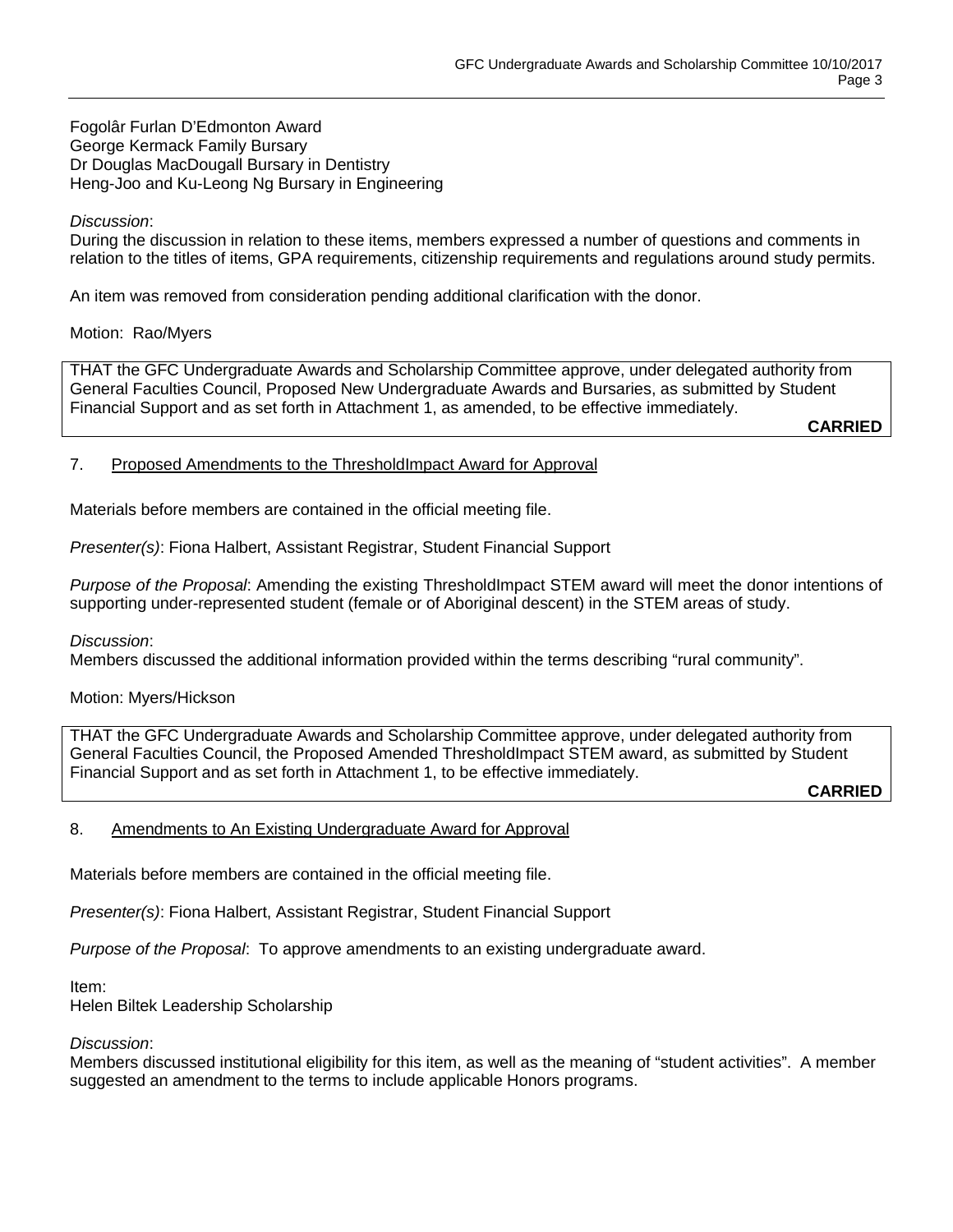Fogolâr Furlan D'Edmonton Award
George Kermack Family Bursary
Dr Douglas MacDougall Bursary in Dentistry
Heng-Joo and Ku-Leong Ng Bursary in Engineering

*Discussion*:
During the discussion in relation to these items, members expressed a number of questions and comments in relation to the titles of items, GPA requirements, citizenship requirements and regulations around study permits.

An item was removed from consideration pending additional clarification with the donor.

Motion: Rao/Myers

THAT the GFC Undergraduate Awards and Scholarship Committee approve, under delegated authority from General Faculties Council, Proposed New Undergraduate Awards and Bursaries, as submitted by Student Financial Support and as set forth in Attachment 1, as amended, to be effective immediately.

**CARRIED**

## 7. Proposed Amendments to the ThresholdImpact Award for Approval

Materials before members are contained in the official meeting file.

*Presenter(s)*: Fiona Halbert, Assistant Registrar, Student Financial Support

*Purpose of the Proposal*: Amending the existing ThresholdImpact STEM award will meet the donor intentions of supporting under-represented student (female or of Aboriginal descent) in the STEM areas of study.

*Discussion*:
Members discussed the additional information provided within the terms describing "rural community".

Motion: Myers/Hickson

THAT the GFC Undergraduate Awards and Scholarship Committee approve, under delegated authority from General Faculties Council, the Proposed Amended ThresholdImpact STEM award, as submitted by Student Financial Support and as set forth in Attachment 1, to be effective immediately.

**CARRIED**

## 8. Amendments to An Existing Undergraduate Award for Approval

Materials before members are contained in the official meeting file.

*Presenter(s)*: Fiona Halbert, Assistant Registrar, Student Financial Support

*Purpose of the Proposal*: To approve amendments to an existing undergraduate award.

Item:
Helen Biltek Leadership Scholarship

*Discussion*:
Members discussed institutional eligibility for this item, as well as the meaning of "student activities". A member suggested an amendment to the terms to include applicable Honors programs.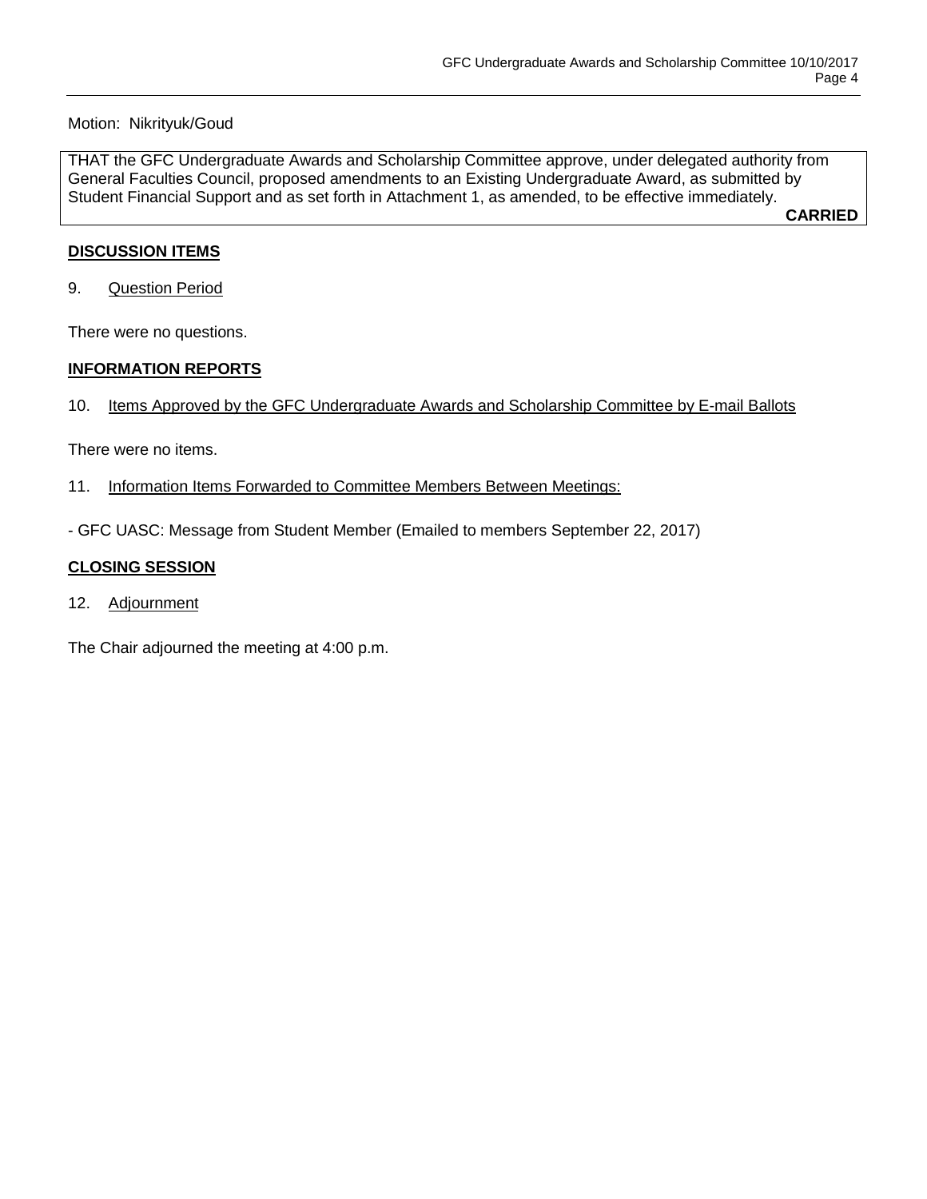Motion: Nikrityuk/Goud

THAT the GFC Undergraduate Awards and Scholarship Committee approve, under delegated authority from General Faculties Council, proposed amendments to an Existing Undergraduate Award, as submitted by Student Financial Support and as set forth in Attachment 1, as amended, to be effective immediately.

**CARRIED**

**DISCUSSION ITEMS**

9. Question Period

There were no questions.

**INFORMATION REPORTS**

10. Items Approved by the GFC Undergraduate Awards and Scholarship Committee by E-mail Ballots

There were no items.

11. Information Items Forwarded to Committee Members Between Meetings:

- GFC UASC: Message from Student Member (Emailed to members September 22, 2017)

**CLOSING SESSION**

12. Adjournment

The Chair adjourned the meeting at 4:00 p.m.